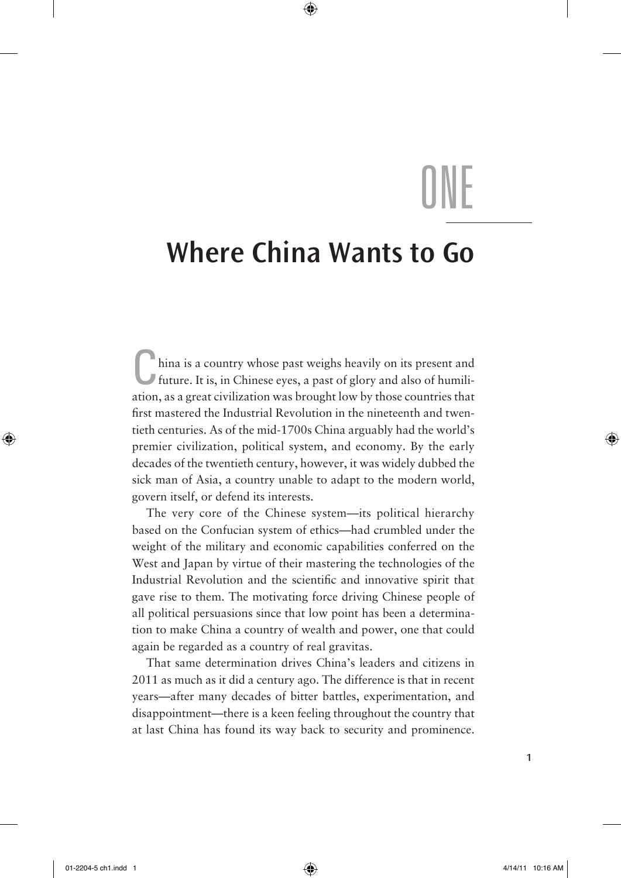# ONE

# Where China Wants to Go

China is a country whose past weighs heavily on its present and future. It is, in Chinese eyes, a past of glory and also of humiliation, as a great civilization was brought low by those countries that first mastered the Industrial Revolution in the nineteenth and twentieth centuries. As of the mid-1700s China arguably had the world's premier civilization, political system, and economy. By the early decades of the twentieth century, however, it was widely dubbed the sick man of Asia, a country unable to adapt to the modern world, govern itself, or defend its interests.

The very core of the Chinese system—its political hierarchy based on the Confucian system of ethics—had crumbled under the weight of the military and economic capabilities conferred on the West and Japan by virtue of their mastering the technologies of the Industrial Revolution and the scientific and innovative spirit that gave rise to them. The motivating force driving Chinese people of all political persuasions since that low point has been a determination to make China a country of wealth and power, one that could again be regarded as a country of real gravitas.

That same determination drives China's leaders and citizens in 2011 as much as it did a century ago. The difference is that in recent years—after many decades of bitter battles, experimentation, and disappointment—there is a keen feeling throughout the country that at last China has found its way back to security and prominence.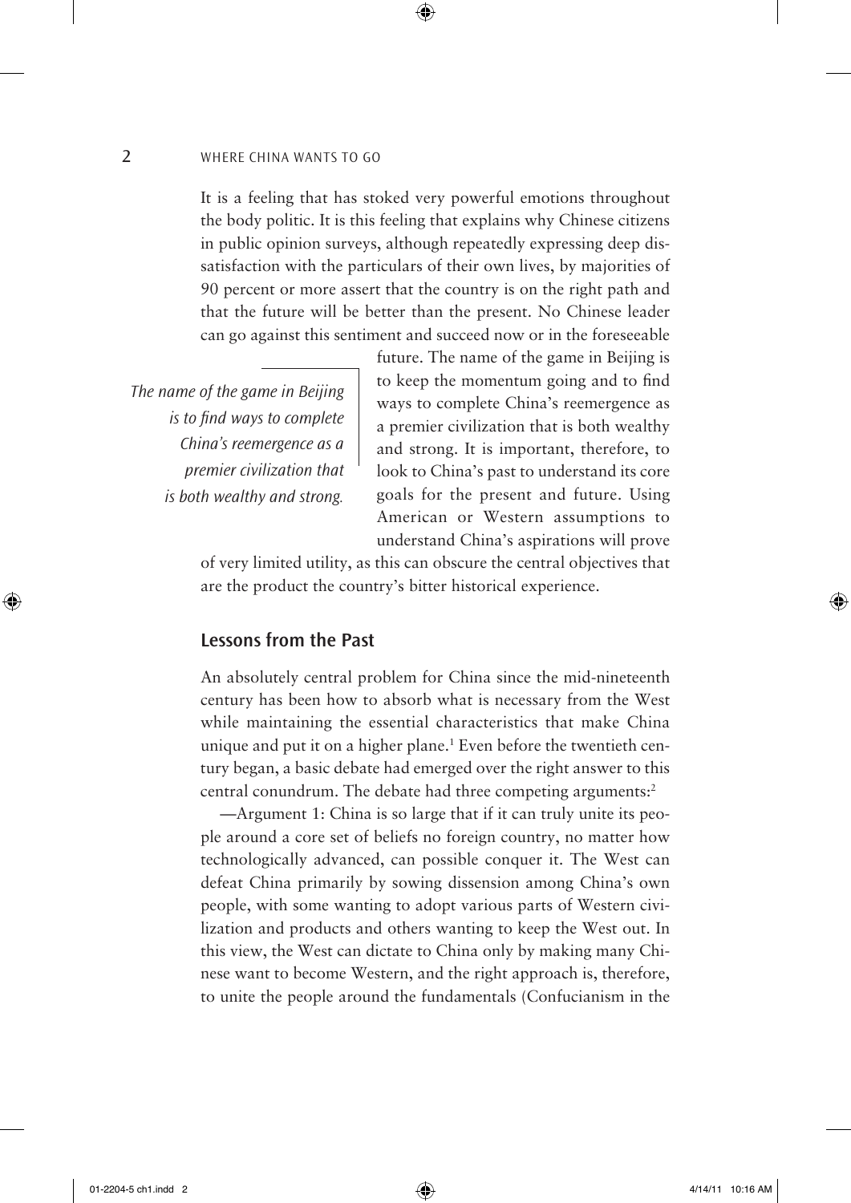It is a feeling that has stoked very powerful emotions throughout the body politic. It is this feeling that explains why Chinese citizens in public opinion surveys, although repeatedly expressing deep dissatisfaction with the particulars of their own lives, by majorities of 90 percent or more assert that the country is on the right path and that the future will be better than the present. No Chinese leader can go against this sentiment and succeed now or in the foreseeable future. The name of the game in Beijing is to keep the momentum going and to find ways to complete China's reemergence as a premier civilization that is both wealthy and strong. It is important, therefore, to look to China's past to understand its core goals for the present and future. Using American or Western assumptions to understand China's aspirations will prove of very limited utility, as this can obscure the central objectives that are the product the country's bitter historical experience.

*The name of the game in Beijing is to find ways to complete China's reemergence as a premier civilization that is both wealthy and strong.*

## Lessons from the Past

An absolutely central problem for China since the mid-nineteenth century has been how to absorb what is necessary from the West while maintaining the essential characteristics that make China unique and put it on a higher plane.[1] Even before the twentieth century began, a basic debate had emerged over the right answer to this central conundrum. The debate had three competing arguments:[2]

—Argument 1: China is so large that if it can truly unite its people around a core set of beliefs no foreign country, no matter how technologically advanced, can possible conquer it. The West can defeat China primarily by sowing dissension among China's own people, with some wanting to adopt various parts of Western civilization and products and others wanting to keep the West out. In this view, the West can dictate to China only by making many Chinese want to become Western, and the right approach is, therefore, to unite the people around the fundamentals (Confucianism in the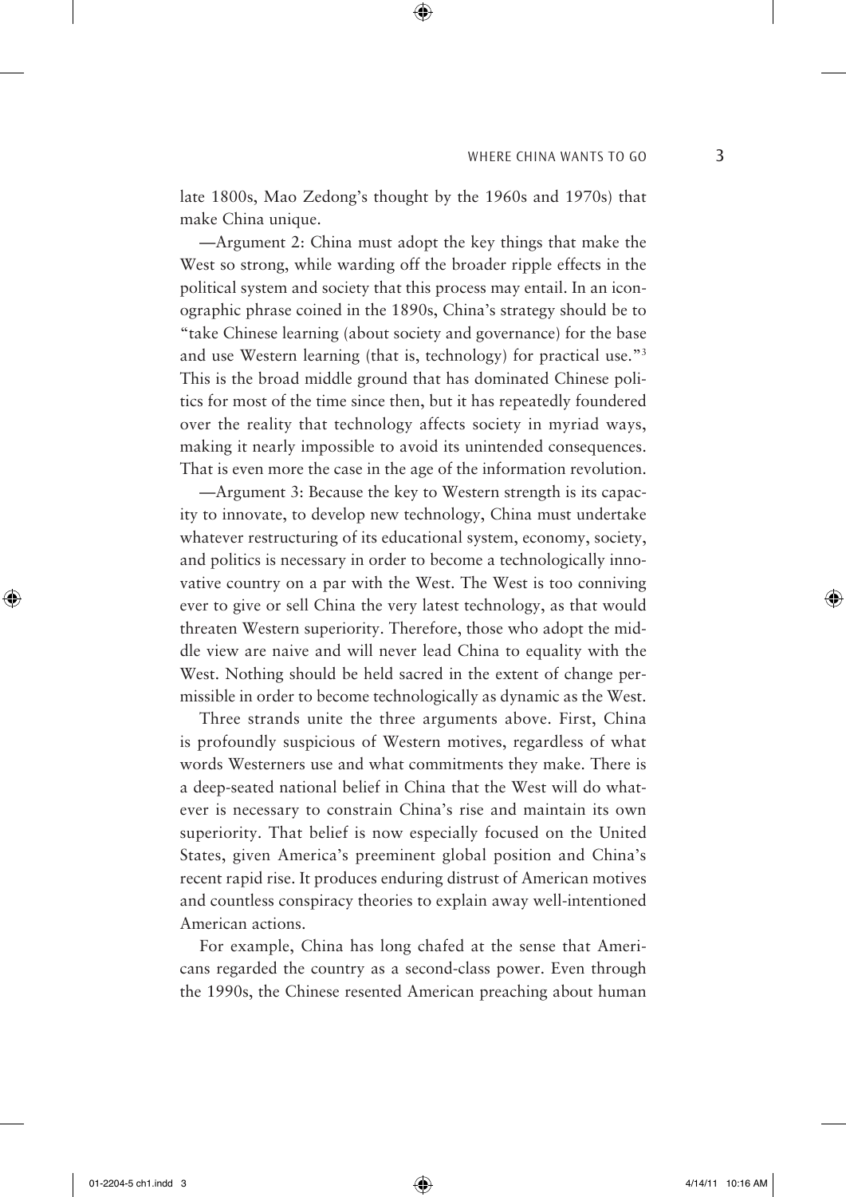late 1800s, Mao Zedong's thought by the 1960s and 1970s) that make China unique.

—Argument 2: China must adopt the key things that make the West so strong, while warding off the broader ripple effects in the political system and society that this process may entail. In an iconographic phrase coined in the 1890s, China's strategy should be to "take Chinese learning (about society and governance) for the base and use Western learning (that is, technology) for practical use."[3] This is the broad middle ground that has dominated Chinese politics for most of the time since then, but it has repeatedly foundered over the reality that technology affects society in myriad ways, making it nearly impossible to avoid its unintended consequences. That is even more the case in the age of the information revolution.

—Argument 3: Because the key to Western strength is its capacity to innovate, to develop new technology, China must undertake whatever restructuring of its educational system, economy, society, and politics is necessary in order to become a technologically innovative country on a par with the West. The West is too conniving ever to give or sell China the very latest technology, as that would threaten Western superiority. Therefore, those who adopt the middle view are naive and will never lead China to equality with the West. Nothing should be held sacred in the extent of change permissible in order to become technologically as dynamic as the West.

Three strands unite the three arguments above. First, China is profoundly suspicious of Western motives, regardless of what words Westerners use and what commitments they make. There is a deep-seated national belief in China that the West will do whatever is necessary to constrain China's rise and maintain its own superiority. That belief is now especially focused on the United States, given America's preeminent global position and China's recent rapid rise. It produces enduring distrust of American motives and countless conspiracy theories to explain away well-intentioned American actions.

For example, China has long chafed at the sense that Americans regarded the country as a second-class power. Even through the 1990s, the Chinese resented American preaching about human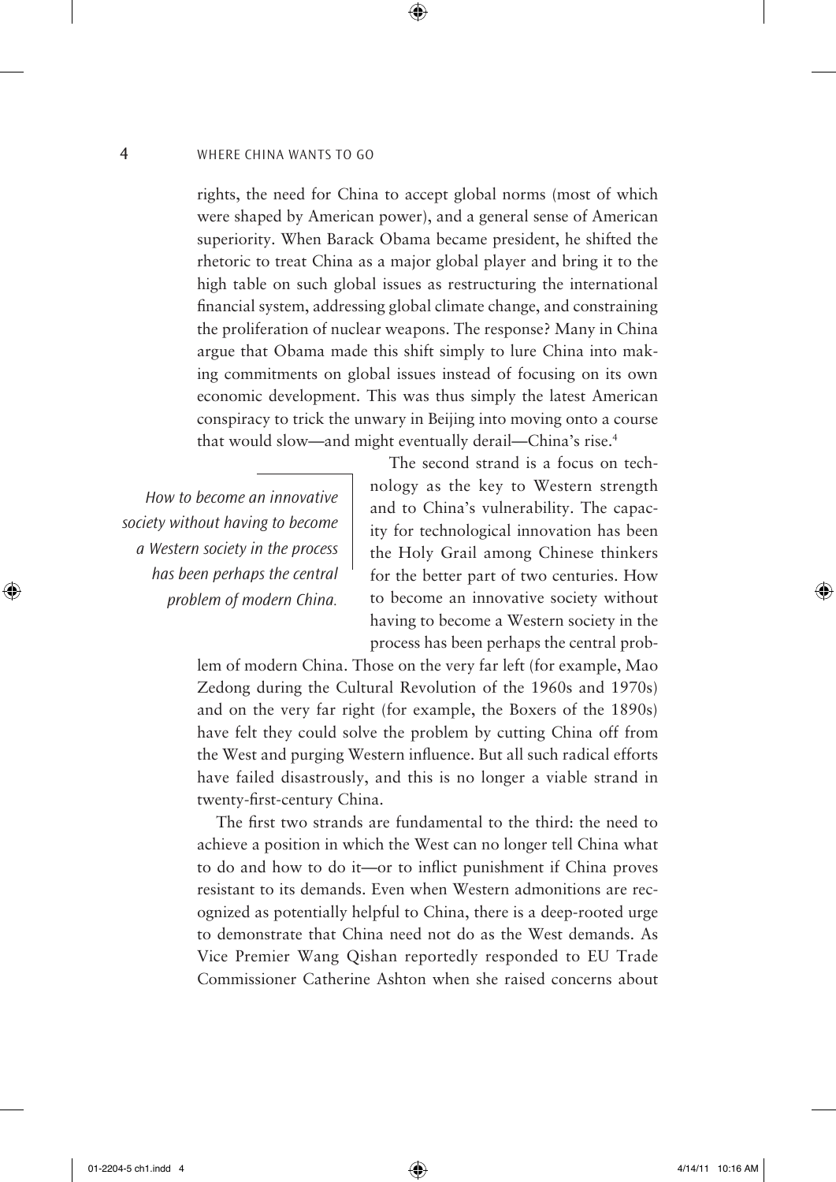rights, the need for China to accept global norms (most of which were shaped by American power), and a general sense of American superiority. When Barack Obama became president, he shifted the rhetoric to treat China as a major global player and bring it to the high table on such global issues as restructuring the international financial system, addressing global climate change, and constraining the proliferation of nuclear weapons. The response? Many in China argue that Obama made this shift simply to lure China into making commitments on global issues instead of focusing on its own economic development. This was thus simply the latest American conspiracy to trick the unwary in Beijing into moving onto a course that would slow—and might eventually derail—China's rise.[4]

> *How to become an innovative society without having to become a Western society in the process has been perhaps the central problem of modern China.*

The second strand is a focus on technology as the key to Western strength and to China's vulnerability. The capacity for technological innovation has been the Holy Grail among Chinese thinkers for the better part of two centuries. How to become an innovative society without having to become a Western society in the process has been perhaps the central problem of modern China. Those on the very far left (for example, Mao Zedong during the Cultural Revolution of the 1960s and 1970s) and on the very far right (for example, the Boxers of the 1890s) have felt they could solve the problem by cutting China off from the West and purging Western influence. But all such radical efforts have failed disastrously, and this is no longer a viable strand in twenty-first-century China.

The first two strands are fundamental to the third: the need to achieve a position in which the West can no longer tell China what to do and how to do it—or to inflict punishment if China proves resistant to its demands. Even when Western admonitions are recognized as potentially helpful to China, there is a deep-rooted urge to demonstrate that China need not do as the West demands. As Vice Premier Wang Qishan reportedly responded to EU Trade Commissioner Catherine Ashton when she raised concerns about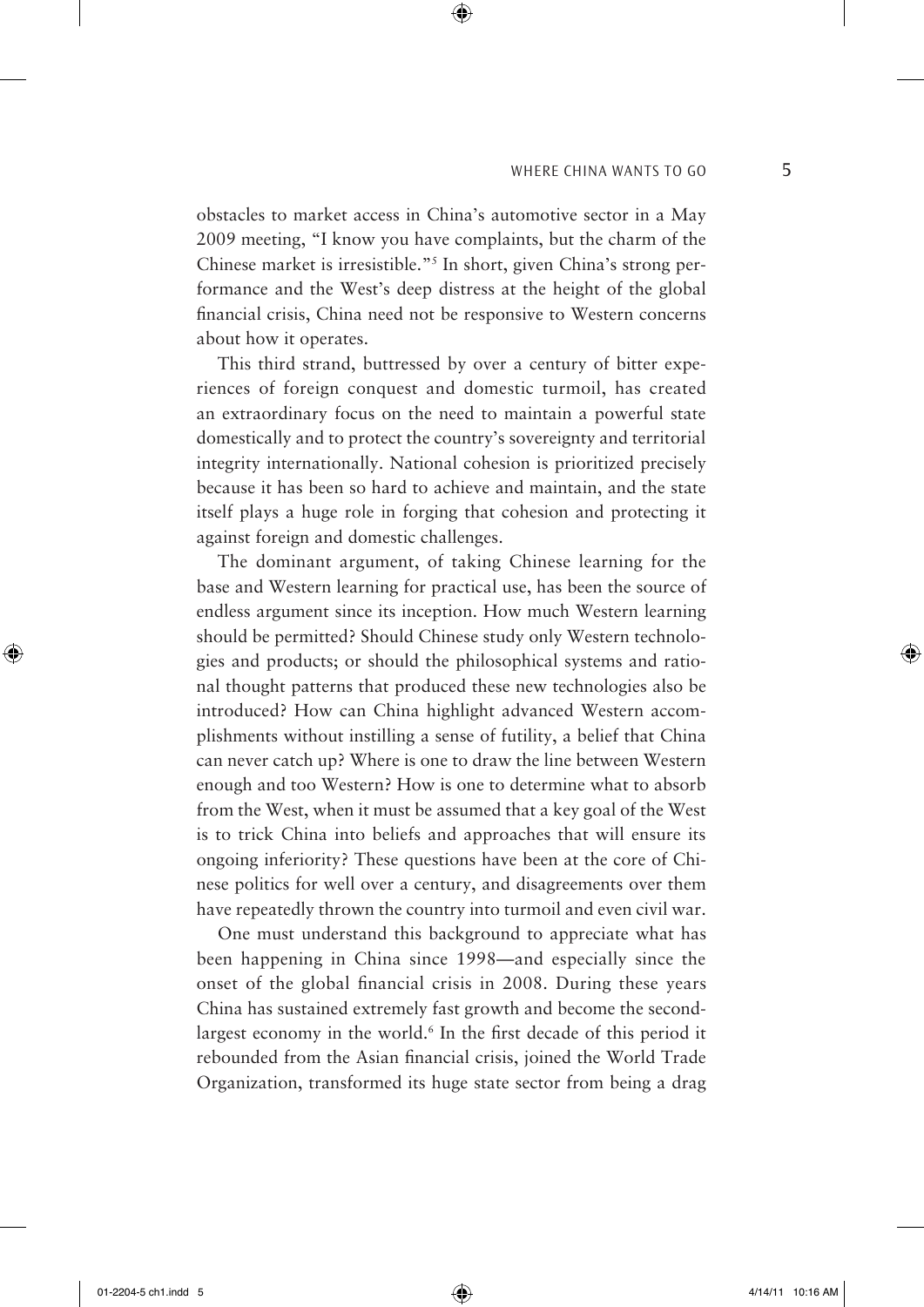obstacles to market access in China's automotive sector in a May 2009 meeting, "I know you have complaints, but the charm of the Chinese market is irresistible."[5] In short, given China's strong performance and the West's deep distress at the height of the global financial crisis, China need not be responsive to Western concerns about how it operates.

This third strand, buttressed by over a century of bitter experiences of foreign conquest and domestic turmoil, has created an extraordinary focus on the need to maintain a powerful state domestically and to protect the country's sovereignty and territorial integrity internationally. National cohesion is prioritized precisely because it has been so hard to achieve and maintain, and the state itself plays a huge role in forging that cohesion and protecting it against foreign and domestic challenges.

The dominant argument, of taking Chinese learning for the base and Western learning for practical use, has been the source of endless argument since its inception. How much Western learning should be permitted? Should Chinese study only Western technologies and products; or should the philosophical systems and rational thought patterns that produced these new technologies also be introduced? How can China highlight advanced Western accomplishments without instilling a sense of futility, a belief that China can never catch up? Where is one to draw the line between Western enough and too Western? How is one to determine what to absorb from the West, when it must be assumed that a key goal of the West is to trick China into beliefs and approaches that will ensure its ongoing inferiority? These questions have been at the core of Chinese politics for well over a century, and disagreements over them have repeatedly thrown the country into turmoil and even civil war.

One must understand this background to appreciate what has been happening in China since 1998—and especially since the onset of the global financial crisis in 2008. During these years China has sustained extremely fast growth and become the second-largest economy in the world.[6] In the first decade of this period it rebounded from the Asian financial crisis, joined the World Trade Organization, transformed its huge state sector from being a drag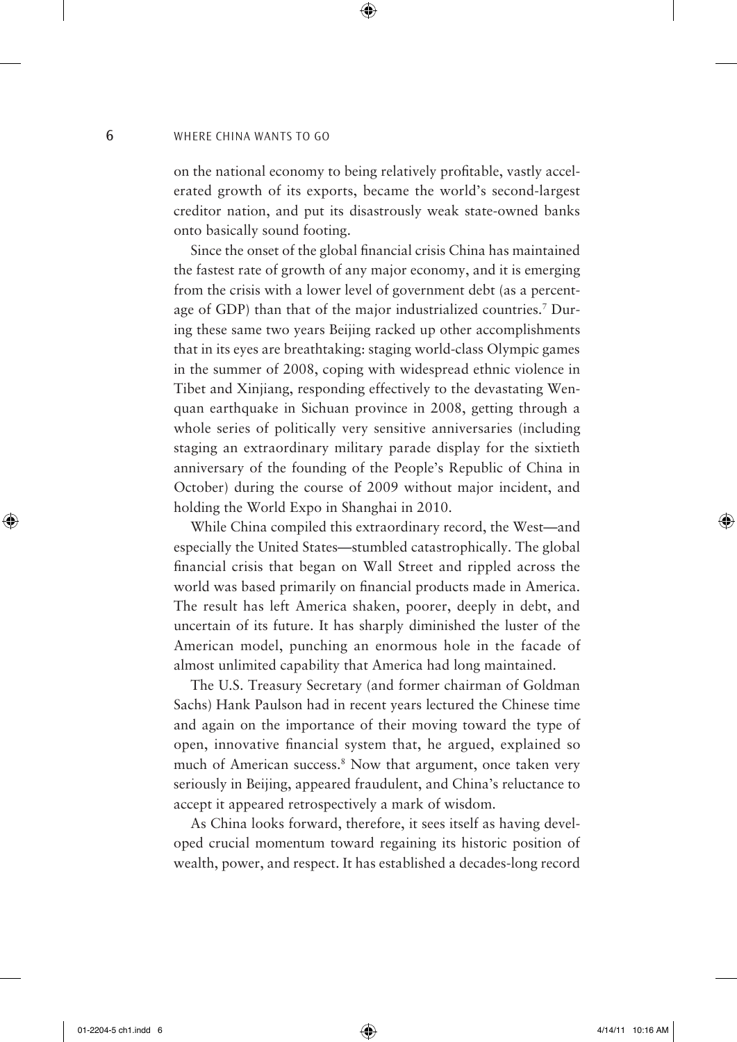on the national economy to being relatively profitable, vastly accelerated growth of its exports, became the world's second-largest creditor nation, and put its disastrously weak state-owned banks onto basically sound footing.

Since the onset of the global financial crisis China has maintained the fastest rate of growth of any major economy, and it is emerging from the crisis with a lower level of government debt (as a percentage of GDP) than that of the major industrialized countries.[7] During these same two years Beijing racked up other accomplishments that in its eyes are breathtaking: staging world-class Olympic games in the summer of 2008, coping with widespread ethnic violence in Tibet and Xinjiang, responding effectively to the devastating Wenquan earthquake in Sichuan province in 2008, getting through a whole series of politically very sensitive anniversaries (including staging an extraordinary military parade display for the sixtieth anniversary of the founding of the People's Republic of China in October) during the course of 2009 without major incident, and holding the World Expo in Shanghai in 2010.

While China compiled this extraordinary record, the West—and especially the United States—stumbled catastrophically. The global financial crisis that began on Wall Street and rippled across the world was based primarily on financial products made in America. The result has left America shaken, poorer, deeply in debt, and uncertain of its future. It has sharply diminished the luster of the American model, punching an enormous hole in the facade of almost unlimited capability that America had long maintained.

The U.S. Treasury Secretary (and former chairman of Goldman Sachs) Hank Paulson had in recent years lectured the Chinese time and again on the importance of their moving toward the type of open, innovative financial system that, he argued, explained so much of American success.[8] Now that argument, once taken very seriously in Beijing, appeared fraudulent, and China's reluctance to accept it appeared retrospectively a mark of wisdom.

As China looks forward, therefore, it sees itself as having developed crucial momentum toward regaining its historic position of wealth, power, and respect. It has established a decades-long record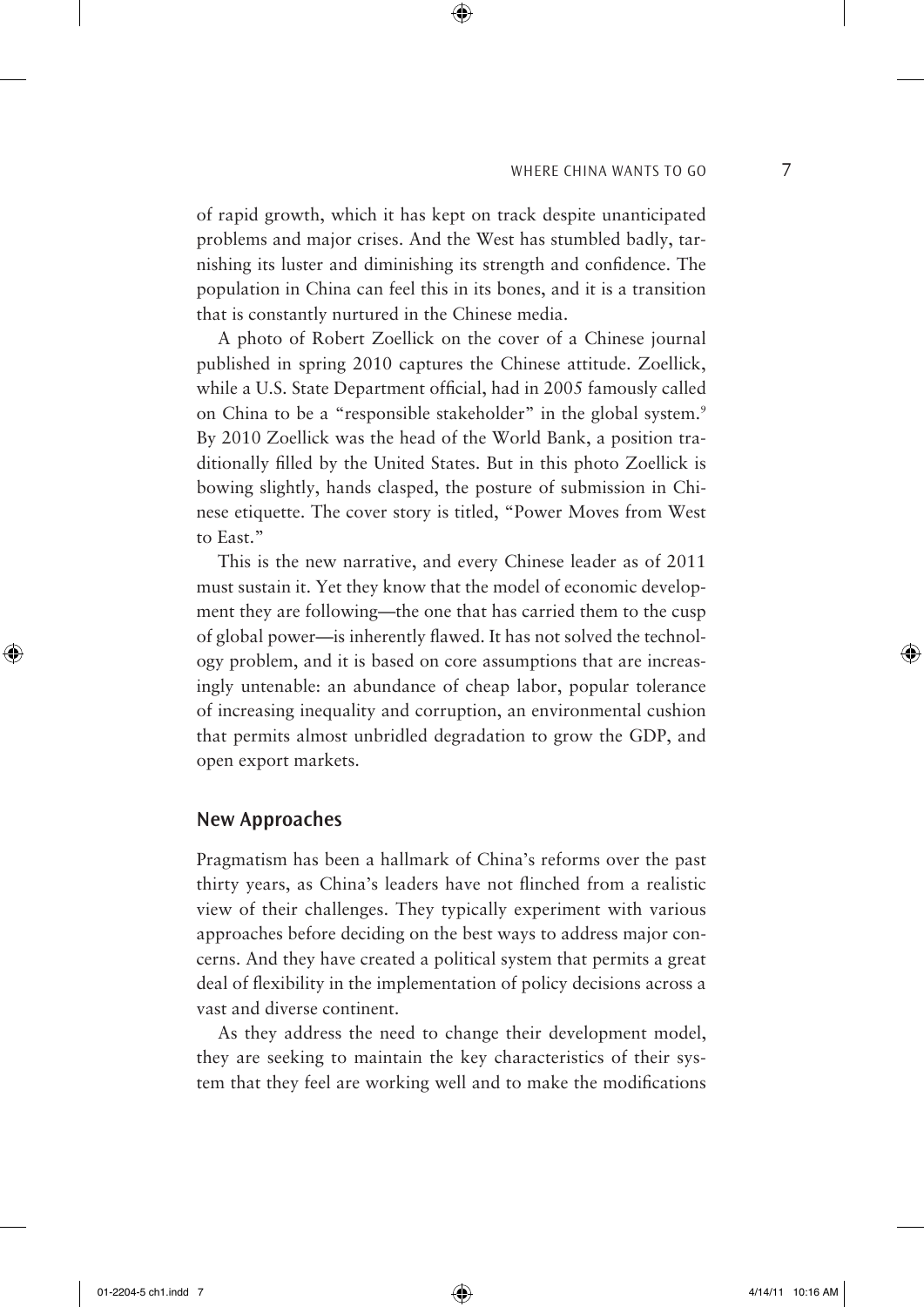of rapid growth, which it has kept on track despite unanticipated problems and major crises. And the West has stumbled badly, tarnishing its luster and diminishing its strength and confidence. The population in China can feel this in its bones, and it is a transition that is constantly nurtured in the Chinese media.

A photo of Robert Zoellick on the cover of a Chinese journal published in spring 2010 captures the Chinese attitude. Zoellick, while a U.S. State Department official, had in 2005 famously called on China to be a "responsible stakeholder" in the global system.[9] By 2010 Zoellick was the head of the World Bank, a position traditionally filled by the United States. But in this photo Zoellick is bowing slightly, hands clasped, the posture of submission in Chinese etiquette. The cover story is titled, "Power Moves from West to East."

This is the new narrative, and every Chinese leader as of 2011 must sustain it. Yet they know that the model of economic development they are following—the one that has carried them to the cusp of global power—is inherently flawed. It has not solved the technology problem, and it is based on core assumptions that are increasingly untenable: an abundance of cheap labor, popular tolerance of increasing inequality and corruption, an environmental cushion that permits almost unbridled degradation to grow the GDP, and open export markets.

## New Approaches

Pragmatism has been a hallmark of China's reforms over the past thirty years, as China's leaders have not flinched from a realistic view of their challenges. They typically experiment with various approaches before deciding on the best ways to address major concerns. And they have created a political system that permits a great deal of flexibility in the implementation of policy decisions across a vast and diverse continent.

As they address the need to change their development model, they are seeking to maintain the key characteristics of their system that they feel are working well and to make the modifications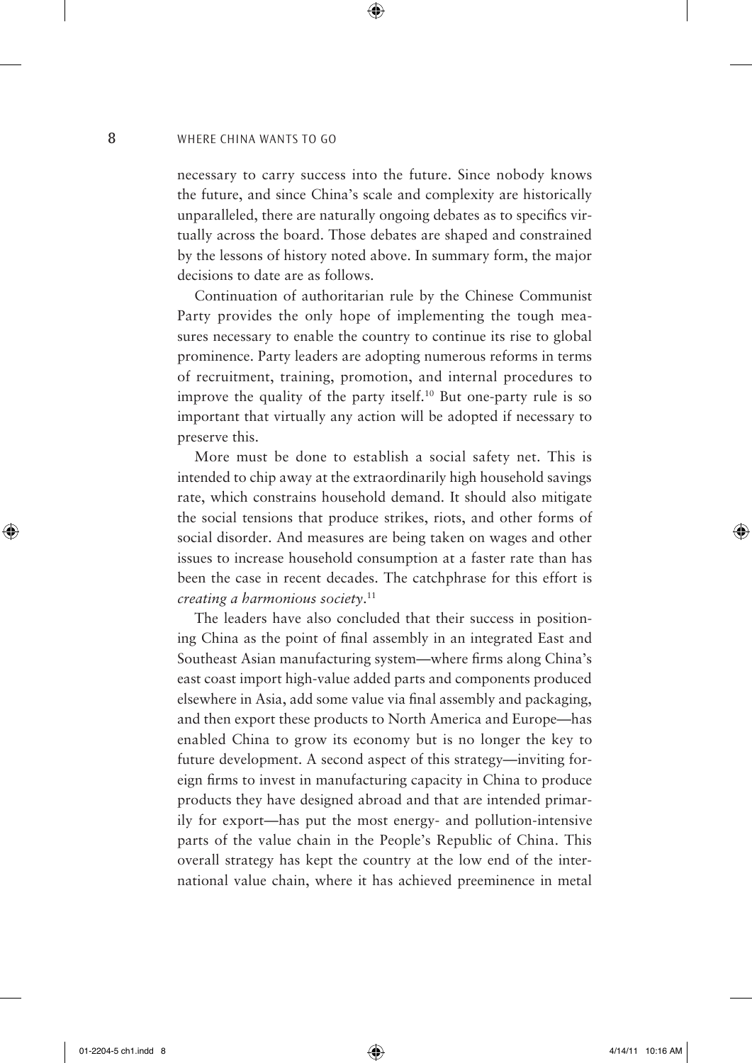necessary to carry success into the future. Since nobody knows the future, and since China's scale and complexity are historically unparalleled, there are naturally ongoing debates as to specifics virtually across the board. Those debates are shaped and constrained by the lessons of history noted above. In summary form, the major decisions to date are as follows.

Continuation of authoritarian rule by the Chinese Communist Party provides the only hope of implementing the tough measures necessary to enable the country to continue its rise to global prominence. Party leaders are adopting numerous reforms in terms of recruitment, training, promotion, and internal procedures to improve the quality of the party itself.[10] But one-party rule is so important that virtually any action will be adopted if necessary to preserve this.

More must be done to establish a social safety net. This is intended to chip away at the extraordinarily high household savings rate, which constrains household demand. It should also mitigate the social tensions that produce strikes, riots, and other forms of social disorder. And measures are being taken on wages and other issues to increase household consumption at a faster rate than has been the case in recent decades. The catchphrase for this effort is *creating a harmonious society*.[11]

The leaders have also concluded that their success in positioning China as the point of final assembly in an integrated East and Southeast Asian manufacturing system—where firms along China's east coast import high-value added parts and components produced elsewhere in Asia, add some value via final assembly and packaging, and then export these products to North America and Europe—has enabled China to grow its economy but is no longer the key to future development. A second aspect of this strategy—inviting foreign firms to invest in manufacturing capacity in China to produce products they have designed abroad and that are intended primarily for export—has put the most energy- and pollution-intensive parts of the value chain in the People's Republic of China. This overall strategy has kept the country at the low end of the international value chain, where it has achieved preeminence in metal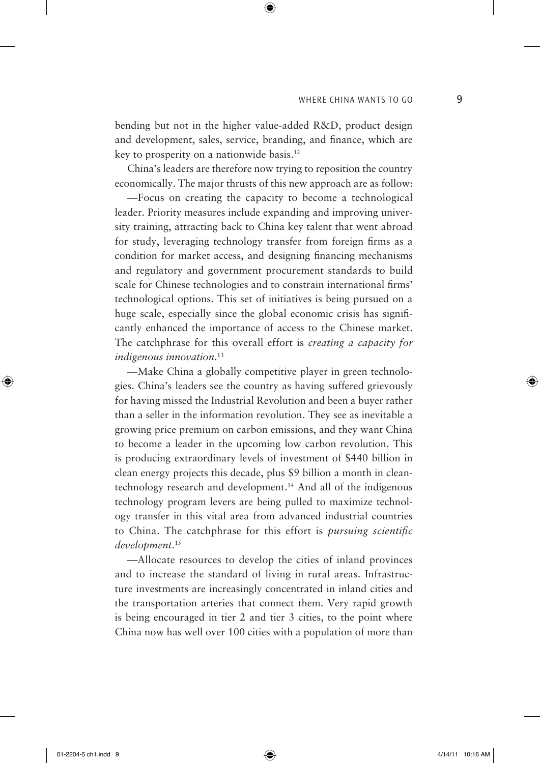bending but not in the higher value-added R&D, product design and development, sales, service, branding, and finance, which are key to prosperity on a nationwide basis.[12]

China's leaders are therefore now trying to reposition the country economically. The major thrusts of this new approach are as follow:

—Focus on creating the capacity to become a technological leader. Priority measures include expanding and improving university training, attracting back to China key talent that went abroad for study, leveraging technology transfer from foreign firms as a condition for market access, and designing financing mechanisms and regulatory and government procurement standards to build scale for Chinese technologies and to constrain international firms' technological options. This set of initiatives is being pursued on a huge scale, especially since the global economic crisis has significantly enhanced the importance of access to the Chinese market. The catchphrase for this overall effort is *creating a capacity for indigenous innovation*.[13]

—Make China a globally competitive player in green technologies. China's leaders see the country as having suffered grievously for having missed the Industrial Revolution and been a buyer rather than a seller in the information revolution. They see as inevitable a growing price premium on carbon emissions, and they want China to become a leader in the upcoming low carbon revolution. This is producing extraordinary levels of investment of $440 billion in clean energy projects this decade, plus $9 billion a month in clean-technology research and development.[14] And all of the indigenous technology program levers are being pulled to maximize technology transfer in this vital area from advanced industrial countries to China. The catchphrase for this effort is *pursuing scientific development*.[15]

—Allocate resources to develop the cities of inland provinces and to increase the standard of living in rural areas. Infrastructure investments are increasingly concentrated in inland cities and the transportation arteries that connect them. Very rapid growth is being encouraged in tier 2 and tier 3 cities, to the point where China now has well over 100 cities with a population of more than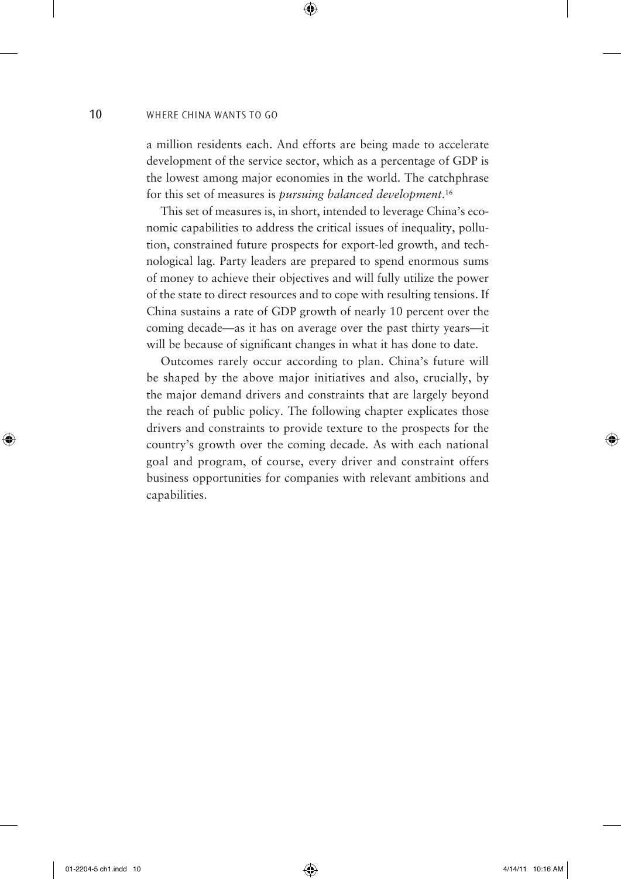a million residents each. And efforts are being made to accelerate development of the service sector, which as a percentage of GDP is the lowest among major economies in the world. The catchphrase for this set of measures is *pursuing balanced development*.[16]

This set of measures is, in short, intended to leverage China's economic capabilities to address the critical issues of inequality, pollution, constrained future prospects for export-led growth, and technological lag. Party leaders are prepared to spend enormous sums of money to achieve their objectives and will fully utilize the power of the state to direct resources and to cope with resulting tensions. If China sustains a rate of GDP growth of nearly 10 percent over the coming decade—as it has on average over the past thirty years—it will be because of significant changes in what it has done to date.

Outcomes rarely occur according to plan. China's future will be shaped by the above major initiatives and also, crucially, by the major demand drivers and constraints that are largely beyond the reach of public policy. The following chapter explicates those drivers and constraints to provide texture to the prospects for the country's growth over the coming decade. As with each national goal and program, of course, every driver and constraint offers business opportunities for companies with relevant ambitions and capabilities.